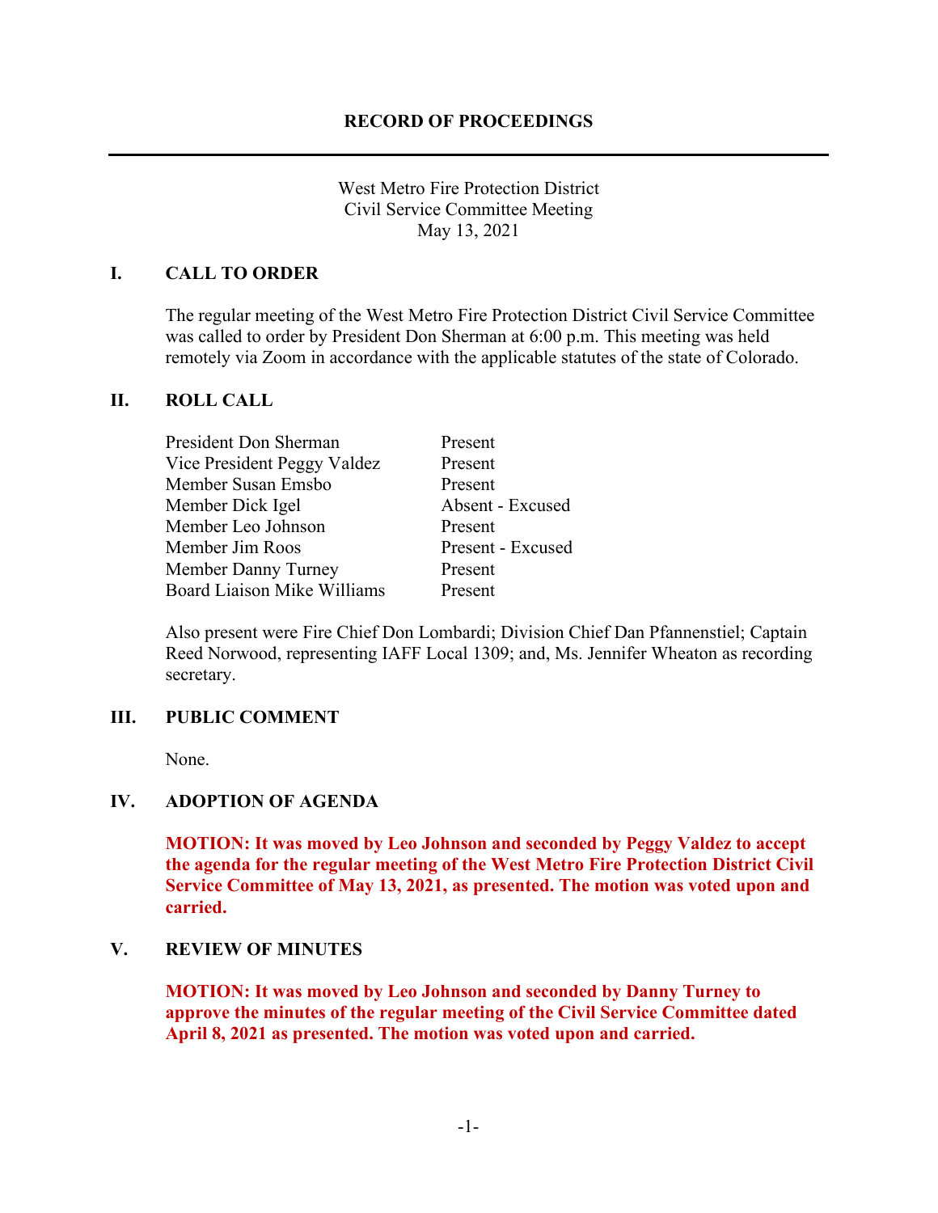# RECORD OF PROCEEDINGS

West Metro Fire Protection District
Civil Service Committee Meeting
May 13, 2021

## I. CALL TO ORDER

The regular meeting of the West Metro Fire Protection District Civil Service Committee was called to order by President Don Sherman at 6:00 p.m. This meeting was held remotely via Zoom in accordance with the applicable statutes of the state of Colorado.

## II. ROLL CALL

| | |
|---|---|
| President Don Sherman | Present |
| Vice President Peggy Valdez | Present |
| Member Susan Emsbo | Present |
| Member Dick Igel | Absent - Excused |
| Member Leo Johnson | Present |
| Member Jim Roos | Present - Excused |
| Member Danny Turney | Present |
| Board Liaison Mike Williams | Present |

Also present were Fire Chief Don Lombardi; Division Chief Dan Pfannenstiel; Captain Reed Norwood, representing IAFF Local 1309; and, Ms. Jennifer Wheaton as recording secretary.

## III. PUBLIC COMMENT

None.

## IV. ADOPTION OF AGENDA

**MOTION: It was moved by Leo Johnson and seconded by Peggy Valdez to accept the agenda for the regular meeting of the West Metro Fire Protection District Civil Service Committee of May 13, 2021, as presented. The motion was voted upon and carried.**

## V. REVIEW OF MINUTES

**MOTION: It was moved by Leo Johnson and seconded by Danny Turney to approve the minutes of the regular meeting of the Civil Service Committee dated April 8, 2021 as presented. The motion was voted upon and carried.**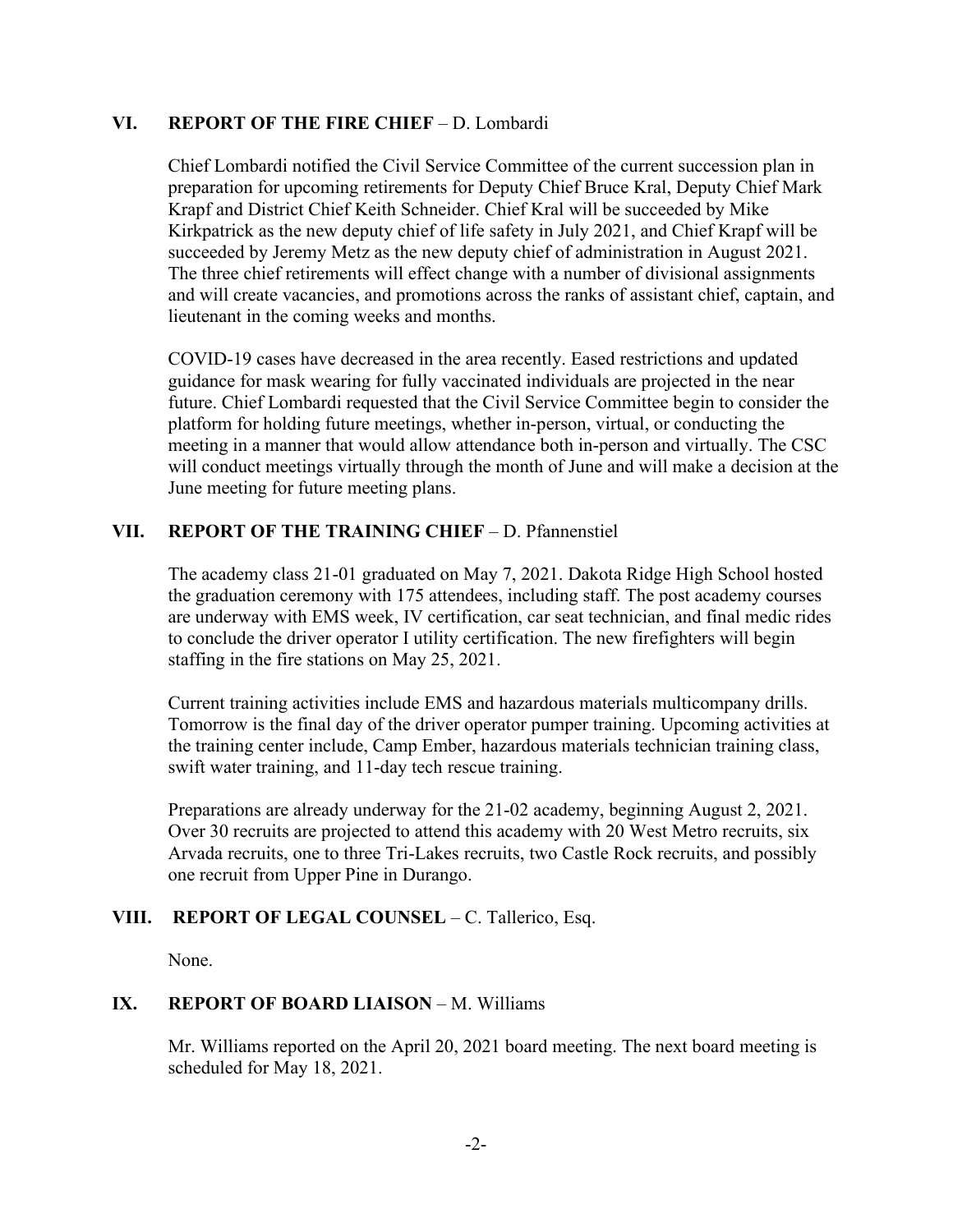## VI. REPORT OF THE FIRE CHIEF – D. Lombardi

Chief Lombardi notified the Civil Service Committee of the current succession plan in preparation for upcoming retirements for Deputy Chief Bruce Kral, Deputy Chief Mark Krapf and District Chief Keith Schneider. Chief Kral will be succeeded by Mike Kirkpatrick as the new deputy chief of life safety in July 2021, and Chief Krapf will be succeeded by Jeremy Metz as the new deputy chief of administration in August 2021. The three chief retirements will effect change with a number of divisional assignments and will create vacancies, and promotions across the ranks of assistant chief, captain, and lieutenant in the coming weeks and months.

COVID-19 cases have decreased in the area recently. Eased restrictions and updated guidance for mask wearing for fully vaccinated individuals are projected in the near future. Chief Lombardi requested that the Civil Service Committee begin to consider the platform for holding future meetings, whether in-person, virtual, or conducting the meeting in a manner that would allow attendance both in-person and virtually. The CSC will conduct meetings virtually through the month of June and will make a decision at the June meeting for future meeting plans.

## VII. REPORT OF THE TRAINING CHIEF – D. Pfannenstiel

The academy class 21-01 graduated on May 7, 2021. Dakota Ridge High School hosted the graduation ceremony with 175 attendees, including staff. The post academy courses are underway with EMS week, IV certification, car seat technician, and final medic rides to conclude the driver operator I utility certification. The new firefighters will begin staffing in the fire stations on May 25, 2021.

Current training activities include EMS and hazardous materials multicompany drills. Tomorrow is the final day of the driver operator pumper training. Upcoming activities at the training center include, Camp Ember, hazardous materials technician training class, swift water training, and 11-day tech rescue training.

Preparations are already underway for the 21-02 academy, beginning August 2, 2021. Over 30 recruits are projected to attend this academy with 20 West Metro recruits, six Arvada recruits, one to three Tri-Lakes recruits, two Castle Rock recruits, and possibly one recruit from Upper Pine in Durango.

## VIII. REPORT OF LEGAL COUNSEL – C. Tallerico, Esq.

None.

## IX. REPORT OF BOARD LIAISON – M. Williams

Mr. Williams reported on the April 20, 2021 board meeting. The next board meeting is scheduled for May 18, 2021.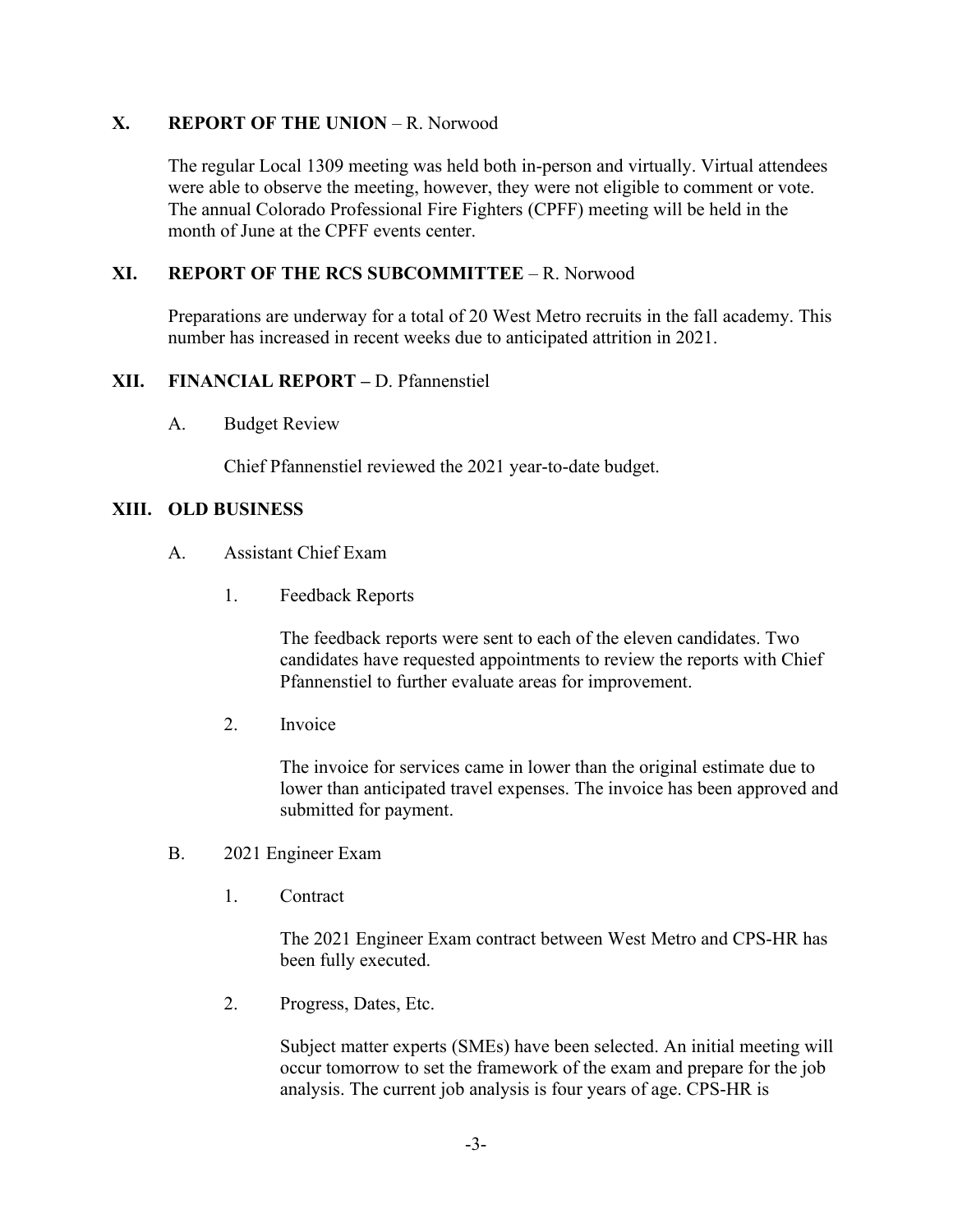## X. REPORT OF THE UNION – R. Norwood

The regular Local 1309 meeting was held both in-person and virtually. Virtual attendees were able to observe the meeting, however, they were not eligible to comment or vote. The annual Colorado Professional Fire Fighters (CPFF) meeting will be held in the month of June at the CPFF events center.

## XI. REPORT OF THE RCS SUBCOMMITTEE – R. Norwood

Preparations are underway for a total of 20 West Metro recruits in the fall academy. This number has increased in recent weeks due to anticipated attrition in 2021.

## XII. FINANCIAL REPORT – D. Pfannenstiel

### A. Budget Review

Chief Pfannenstiel reviewed the 2021 year-to-date budget.

## XIII. OLD BUSINESS

### A. Assistant Chief Exam

#### 1. Feedback Reports

The feedback reports were sent to each of the eleven candidates. Two candidates have requested appointments to review the reports with Chief Pfannenstiel to further evaluate areas for improvement.

#### 2. Invoice

The invoice for services came in lower than the original estimate due to lower than anticipated travel expenses. The invoice has been approved and submitted for payment.

### B. 2021 Engineer Exam

#### 1. Contract

The 2021 Engineer Exam contract between West Metro and CPS-HR has been fully executed.

#### 2. Progress, Dates, Etc.

Subject matter experts (SMEs) have been selected. An initial meeting will occur tomorrow to set the framework of the exam and prepare for the job analysis. The current job analysis is four years of age. CPS-HR is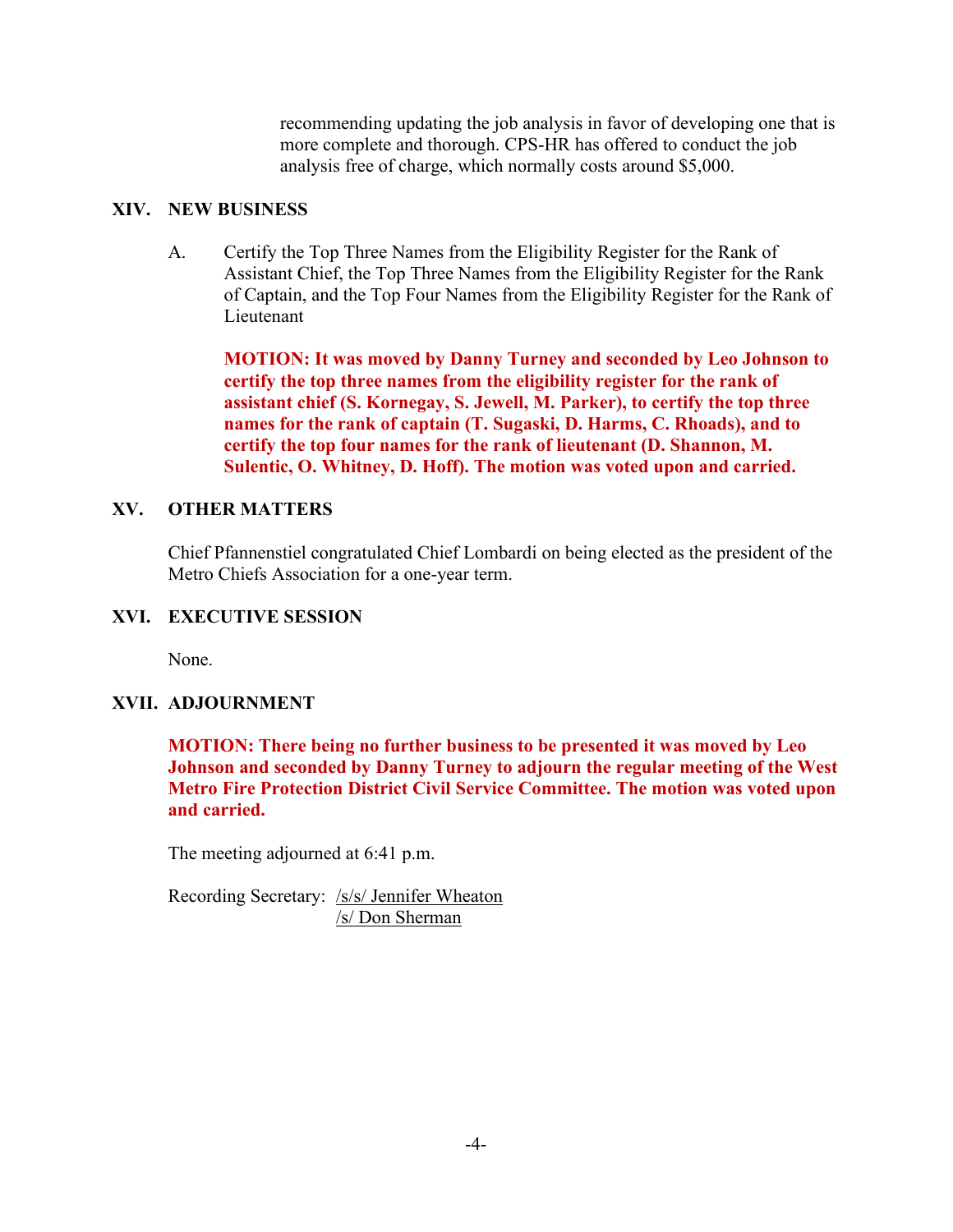recommending updating the job analysis in favor of developing one that is more complete and thorough. CPS-HR has offered to conduct the job analysis free of charge, which normally costs around $5,000.

## XIV. NEW BUSINESS

A. Certify the Top Three Names from the Eligibility Register for the Rank of Assistant Chief, the Top Three Names from the Eligibility Register for the Rank of Captain, and the Top Four Names from the Eligibility Register for the Rank of Lieutenant

**MOTION: It was moved by Danny Turney and seconded by Leo Johnson to certify the top three names from the eligibility register for the rank of assistant chief (S. Kornegay, S. Jewell, M. Parker), to certify the top three names for the rank of captain (T. Sugaski, D. Harms, C. Rhoads), and to certify the top four names for the rank of lieutenant (D. Shannon, M. Sulentic, O. Whitney, D. Hoff). The motion was voted upon and carried.**

## XV. OTHER MATTERS

Chief Pfannenstiel congratulated Chief Lombardi on being elected as the president of the Metro Chiefs Association for a one-year term.

## XVI. EXECUTIVE SESSION

None.

## XVII. ADJOURNMENT

**MOTION: There being no further business to be presented it was moved by Leo Johnson and seconded by Danny Turney to adjourn the regular meeting of the West Metro Fire Protection District Civil Service Committee. The motion was voted upon and carried.**

The meeting adjourned at 6:41 p.m.

Recording Secretary: /s/s/ Jennifer Wheaton
/s/ Don Sherman